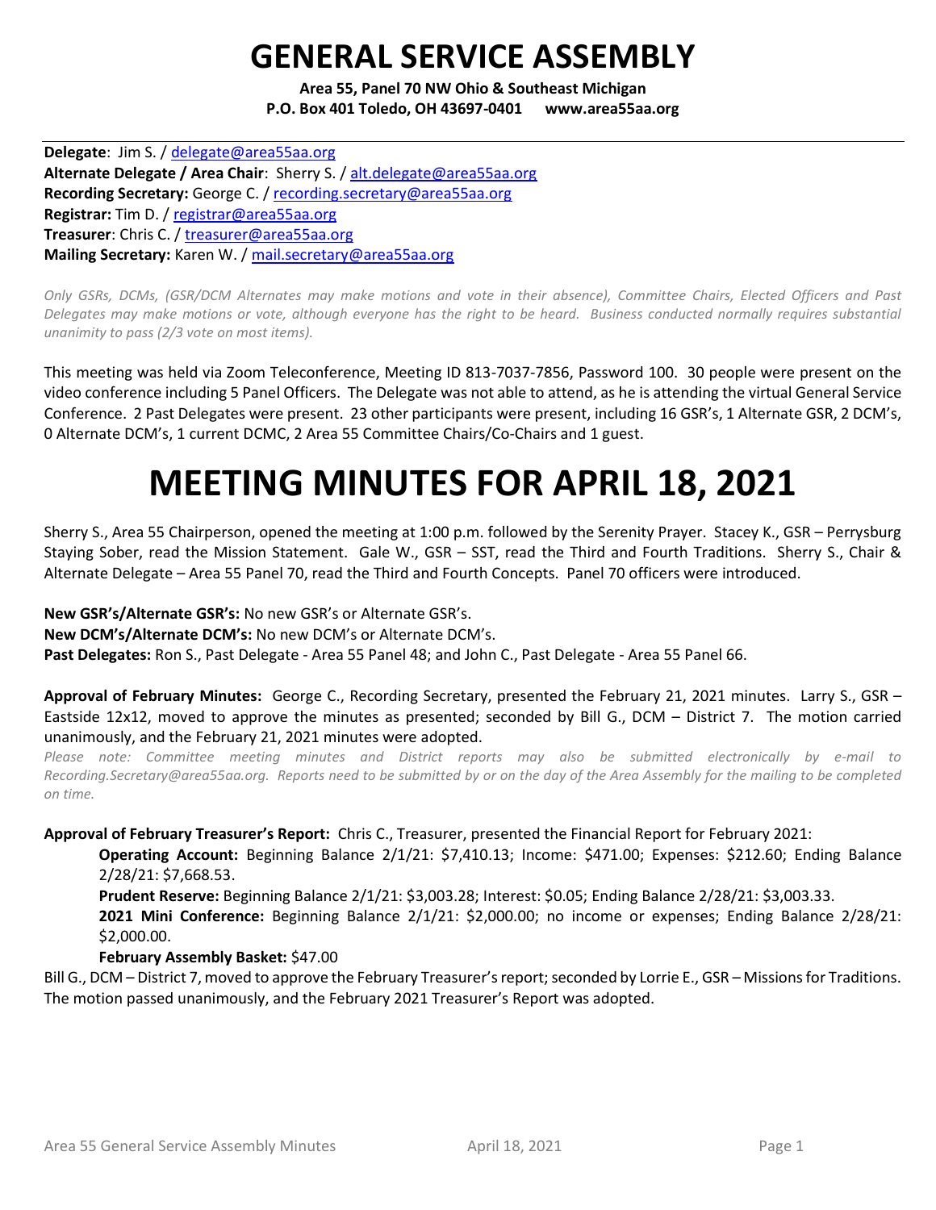# GENERAL SERVICE ASSEMBLY

**Area 55, Panel 70 NW Ohio & Southeast Michigan**
**P.O. Box 401 Toledo, OH 43697-0401 www.area55aa.org**

**Delegate**: Jim S. / delegate@area55aa.org
**Alternate Delegate / Area Chair**: Sherry S. / alt.delegate@area55aa.org
**Recording Secretary:** George C. / recording.secretary@area55aa.org
**Registrar:** Tim D. / registrar@area55aa.org
**Treasurer**: Chris C. / treasurer@area55aa.org
**Mailing Secretary:** Karen W. / mail.secretary@area55aa.org

*Only GSRs, DCMs, (GSR/DCM Alternates may make motions and vote in their absence), Committee Chairs, Elected Officers and Past Delegates may make motions or vote, although everyone has the right to be heard. Business conducted normally requires substantial unanimity to pass (2/3 vote on most items).*

This meeting was held via Zoom Teleconference, Meeting ID 813-7037-7856, Password 100. 30 people were present on the video conference including 5 Panel Officers. The Delegate was not able to attend, as he is attending the virtual General Service Conference. 2 Past Delegates were present. 23 other participants were present, including 16 GSR's, 1 Alternate GSR, 2 DCM's, 0 Alternate DCM's, 1 current DCMC, 2 Area 55 Committee Chairs/Co-Chairs and 1 guest.

# MEETING MINUTES FOR APRIL 18, 2021

Sherry S., Area 55 Chairperson, opened the meeting at 1:00 p.m. followed by the Serenity Prayer. Stacey K., GSR – Perrysburg Staying Sober, read the Mission Statement. Gale W., GSR – SST, read the Third and Fourth Traditions. Sherry S., Chair & Alternate Delegate – Area 55 Panel 70, read the Third and Fourth Concepts. Panel 70 officers were introduced.

**New GSR's/Alternate GSR's:** No new GSR's or Alternate GSR's.
**New DCM's/Alternate DCM's:** No new DCM's or Alternate DCM's.
**Past Delegates:** Ron S., Past Delegate - Area 55 Panel 48; and John C., Past Delegate - Area 55 Panel 66.

**Approval of February Minutes:** George C., Recording Secretary, presented the February 21, 2021 minutes. Larry S., GSR – Eastside 12x12, moved to approve the minutes as presented; seconded by Bill G., DCM – District 7. The motion carried unanimously, and the February 21, 2021 minutes were adopted.

*Please note: Committee meeting minutes and District reports may also be submitted electronically by e-mail to Recording.Secretary@area55aa.org. Reports need to be submitted by or on the day of the Area Assembly for the mailing to be completed on time.*

**Approval of February Treasurer's Report:** Chris C., Treasurer, presented the Financial Report for February 2021:

**Operating Account:** Beginning Balance 2/1/21: $7,410.13; Income: $471.00; Expenses: $212.60; Ending Balance 2/28/21: $7,668.53.

**Prudent Reserve:** Beginning Balance 2/1/21: $3,003.28; Interest: $0.05; Ending Balance 2/28/21: $3,003.33.

**2021 Mini Conference:** Beginning Balance 2/1/21: $2,000.00; no income or expenses; Ending Balance 2/28/21: $2,000.00.

**February Assembly Basket:** $47.00

Bill G., DCM – District 7, moved to approve the February Treasurer's report; seconded by Lorrie E., GSR – Missions for Traditions. The motion passed unanimously, and the February 2021 Treasurer's Report was adopted.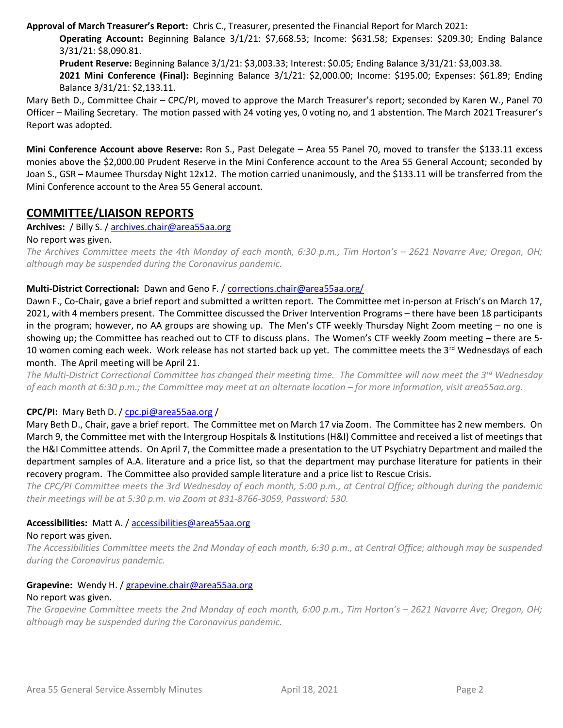**Approval of March Treasurer's Report:** Chris C., Treasurer, presented the Financial Report for March 2021:

**Operating Account:** Beginning Balance 3/1/21: $7,668.53; Income: $631.58; Expenses: $209.30; Ending Balance 3/31/21: $8,090.81.

**Prudent Reserve:** Beginning Balance 3/1/21: $3,003.33; Interest: $0.05; Ending Balance 3/31/21: $3,003.38.

**2021 Mini Conference (Final):** Beginning Balance 3/1/21: $2,000.00; Income: $195.00; Expenses: $61.89; Ending Balance 3/31/21: $2,133.11.

Mary Beth D., Committee Chair – CPC/PI, moved to approve the March Treasurer's report; seconded by Karen W., Panel 70 Officer – Mailing Secretary. The motion passed with 24 voting yes, 0 voting no, and 1 abstention. The March 2021 Treasurer's Report was adopted.

**Mini Conference Account above Reserve:** Ron S., Past Delegate – Area 55 Panel 70, moved to transfer the $133.11 excess monies above the $2,000.00 Prudent Reserve in the Mini Conference account to the Area 55 General Account; seconded by Joan S., GSR – Maumee Thursday Night 12x12. The motion carried unanimously, and the $133.11 will be transferred from the Mini Conference account to the Area 55 General account.

## COMMITTEE/LIAISON REPORTS

**Archives:** / Billy S. / archives.chair@area55aa.org

No report was given.

*The Archives Committee meets the 4th Monday of each month, 6:30 p.m., Tim Horton's – 2621 Navarre Ave; Oregon, OH; although may be suspended during the Coronavirus pandemic.*

**Multi-District Correctional:** Dawn and Geno F. / corrections.chair@area55aa.org/

Dawn F., Co-Chair, gave a brief report and submitted a written report. The Committee met in-person at Frisch's on March 17, 2021, with 4 members present. The Committee discussed the Driver Intervention Programs – there have been 18 participants in the program; however, no AA groups are showing up. The Men's CTF weekly Thursday Night Zoom meeting – no one is showing up; the Committee has reached out to CTF to discuss plans. The Women's CTF weekly Zoom meeting – there are 5-10 women coming each week. Work release has not started back up yet. The committee meets the 3rd Wednesdays of each month. The April meeting will be April 21.

*The Multi-District Correctional Committee has changed their meeting time. The Committee will now meet the 3rd Wednesday of each month at 6:30 p.m.; the Committee may meet at an alternate location – for more information, visit area55aa.org.*

**CPC/PI:** Mary Beth D. / cpc.pi@area55aa.org /

Mary Beth D., Chair, gave a brief report. The Committee met on March 17 via Zoom. The Committee has 2 new members. On March 9, the Committee met with the Intergroup Hospitals & Institutions (H&I) Committee and received a list of meetings that the H&I Committee attends. On April 7, the Committee made a presentation to the UT Psychiatry Department and mailed the department samples of A.A. literature and a price list, so that the department may purchase literature for patients in their recovery program. The Committee also provided sample literature and a price list to Rescue Crisis.

*The CPC/PI Committee meets the 3rd Wednesday of each month, 5:00 p.m., at Central Office; although during the pandemic their meetings will be at 5:30 p.m. via Zoom at 831-8766-3059, Password: 530.*

**Accessibilities:** Matt A. / accessibilities@area55aa.org

No report was given.

*The Accessibilities Committee meets the 2nd Monday of each month, 6:30 p.m., at Central Office; although may be suspended during the Coronavirus pandemic.*

**Grapevine:** Wendy H. / grapevine.chair@area55aa.org

No report was given.

*The Grapevine Committee meets the 2nd Monday of each month, 6:00 p.m., Tim Horton's – 2621 Navarre Ave; Oregon, OH; although may be suspended during the Coronavirus pandemic.*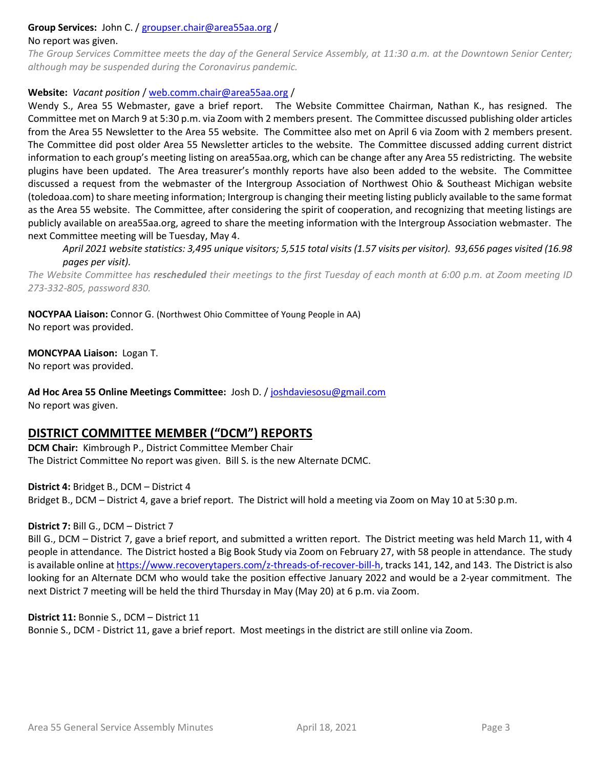**Group Services:** John C. / groupser.chair@area55aa.org /

No report was given.

*The Group Services Committee meets the day of the General Service Assembly, at 11:30 a.m. at the Downtown Senior Center; although may be suspended during the Coronavirus pandemic.*

**Website:** *Vacant position* / web.comm.chair@area55aa.org /

Wendy S., Area 55 Webmaster, gave a brief report. The Website Committee Chairman, Nathan K., has resigned. The Committee met on March 9 at 5:30 p.m. via Zoom with 2 members present. The Committee discussed publishing older articles from the Area 55 Newsletter to the Area 55 website. The Committee also met on April 6 via Zoom with 2 members present. The Committee did post older Area 55 Newsletter articles to the website. The Committee discussed adding current district information to each group's meeting listing on area55aa.org, which can be change after any Area 55 redistricting. The website plugins have been updated. The Area treasurer's monthly reports have also been added to the website. The Committee discussed a request from the webmaster of the Intergroup Association of Northwest Ohio & Southeast Michigan website (toledoaa.com) to share meeting information; Intergroup is changing their meeting listing publicly available to the same format as the Area 55 website. The Committee, after considering the spirit of cooperation, and recognizing that meeting listings are publicly available on area55aa.org, agreed to share the meeting information with the Intergroup Association webmaster. The next Committee meeting will be Tuesday, May 4.

> *April 2021 website statistics: 3,495 unique visitors; 5,515 total visits (1.57 visits per visitor). 93,656 pages visited (16.98 pages per visit).*

*The Website Committee has **rescheduled** their meetings to the first Tuesday of each month at 6:00 p.m. at Zoom meeting ID 273-332-805, password 830.*

**NOCYPAA Liaison:** Connor G. (Northwest Ohio Committee of Young People in AA)

No report was provided.

**MONCYPAA Liaison:** Logan T.

No report was provided.

**Ad Hoc Area 55 Online Meetings Committee:** Josh D. / joshdaviesosu@gmail.com

No report was given.

## DISTRICT COMMITTEE MEMBER ("DCM") REPORTS

**DCM Chair:** Kimbrough P., District Committee Member Chair

The District Committee No report was given. Bill S. is the new Alternate DCMC.

**District 4:** Bridget B., DCM – District 4

Bridget B., DCM – District 4, gave a brief report. The District will hold a meeting via Zoom on May 10 at 5:30 p.m.

**District 7:** Bill G., DCM – District 7

Bill G., DCM – District 7, gave a brief report, and submitted a written report. The District meeting was held March 11, with 4 people in attendance. The District hosted a Big Book Study via Zoom on February 27, with 58 people in attendance. The study is available online at https://www.recoverytapers.com/z-threads-of-recover-bill-h, tracks 141, 142, and 143. The District is also looking for an Alternate DCM who would take the position effective January 2022 and would be a 2-year commitment. The next District 7 meeting will be held the third Thursday in May (May 20) at 6 p.m. via Zoom.

**District 11:** Bonnie S., DCM – District 11

Bonnie S., DCM - District 11, gave a brief report. Most meetings in the district are still online via Zoom.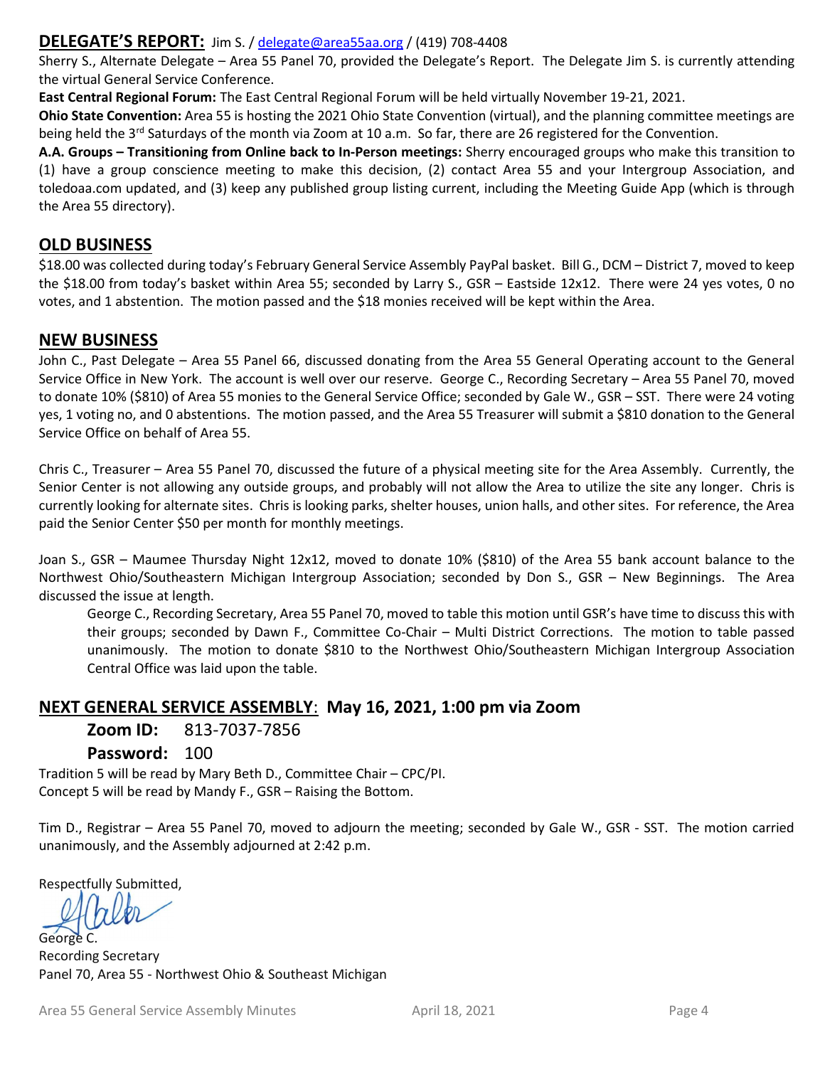## DELEGATE'S REPORT: Jim S. / delegate@area55aa.org / (419) 708-4408

Sherry S., Alternate Delegate – Area 55 Panel 70, provided the Delegate's Report. The Delegate Jim S. is currently attending the virtual General Service Conference.

**East Central Regional Forum:** The East Central Regional Forum will be held virtually November 19-21, 2021.

**Ohio State Convention:** Area 55 is hosting the 2021 Ohio State Convention (virtual), and the planning committee meetings are being held the 3rd Saturdays of the month via Zoom at 10 a.m. So far, there are 26 registered for the Convention.

**A.A. Groups – Transitioning from Online back to In-Person meetings:** Sherry encouraged groups who make this transition to (1) have a group conscience meeting to make this decision, (2) contact Area 55 and your Intergroup Association, and toledoaa.com updated, and (3) keep any published group listing current, including the Meeting Guide App (which is through the Area 55 directory).

## OLD BUSINESS

$18.00 was collected during today's February General Service Assembly PayPal basket. Bill G., DCM – District 7, moved to keep the $18.00 from today's basket within Area 55; seconded by Larry S., GSR – Eastside 12x12. There were 24 yes votes, 0 no votes, and 1 abstention. The motion passed and the $18 monies received will be kept within the Area.

## NEW BUSINESS

John C., Past Delegate – Area 55 Panel 66, discussed donating from the Area 55 General Operating account to the General Service Office in New York. The account is well over our reserve. George C., Recording Secretary – Area 55 Panel 70, moved to donate 10% ($810) of Area 55 monies to the General Service Office; seconded by Gale W., GSR – SST. There were 24 voting yes, 1 voting no, and 0 abstentions. The motion passed, and the Area 55 Treasurer will submit a $810 donation to the General Service Office on behalf of Area 55.

Chris C., Treasurer – Area 55 Panel 70, discussed the future of a physical meeting site for the Area Assembly. Currently, the Senior Center is not allowing any outside groups, and probably will not allow the Area to utilize the site any longer. Chris is currently looking for alternate sites. Chris is looking parks, shelter houses, union halls, and other sites. For reference, the Area paid the Senior Center $50 per month for monthly meetings.

Joan S., GSR – Maumee Thursday Night 12x12, moved to donate 10% ($810) of the Area 55 bank account balance to the Northwest Ohio/Southeastern Michigan Intergroup Association; seconded by Don S., GSR – New Beginnings. The Area discussed the issue at length.

George C., Recording Secretary, Area 55 Panel 70, moved to table this motion until GSR's have time to discuss this with their groups; seconded by Dawn F., Committee Co-Chair – Multi District Corrections. The motion to table passed unanimously. The motion to donate $810 to the Northwest Ohio/Southeastern Michigan Intergroup Association Central Office was laid upon the table.

## NEXT GENERAL SERVICE ASSEMBLY: May 16, 2021, 1:00 pm via Zoom

**Zoom ID:** 813-7037-7856

**Password:** 100

Tradition 5 will be read by Mary Beth D., Committee Chair – CPC/PI.
Concept 5 will be read by Mandy F., GSR – Raising the Bottom.

Tim D., Registrar – Area 55 Panel 70, moved to adjourn the meeting; seconded by Gale W., GSR - SST. The motion carried unanimously, and the Assembly adjourned at 2:42 p.m.

Respectfully Submitted,

George C.
Recording Secretary
Panel 70, Area 55 - Northwest Ohio & Southeast Michigan